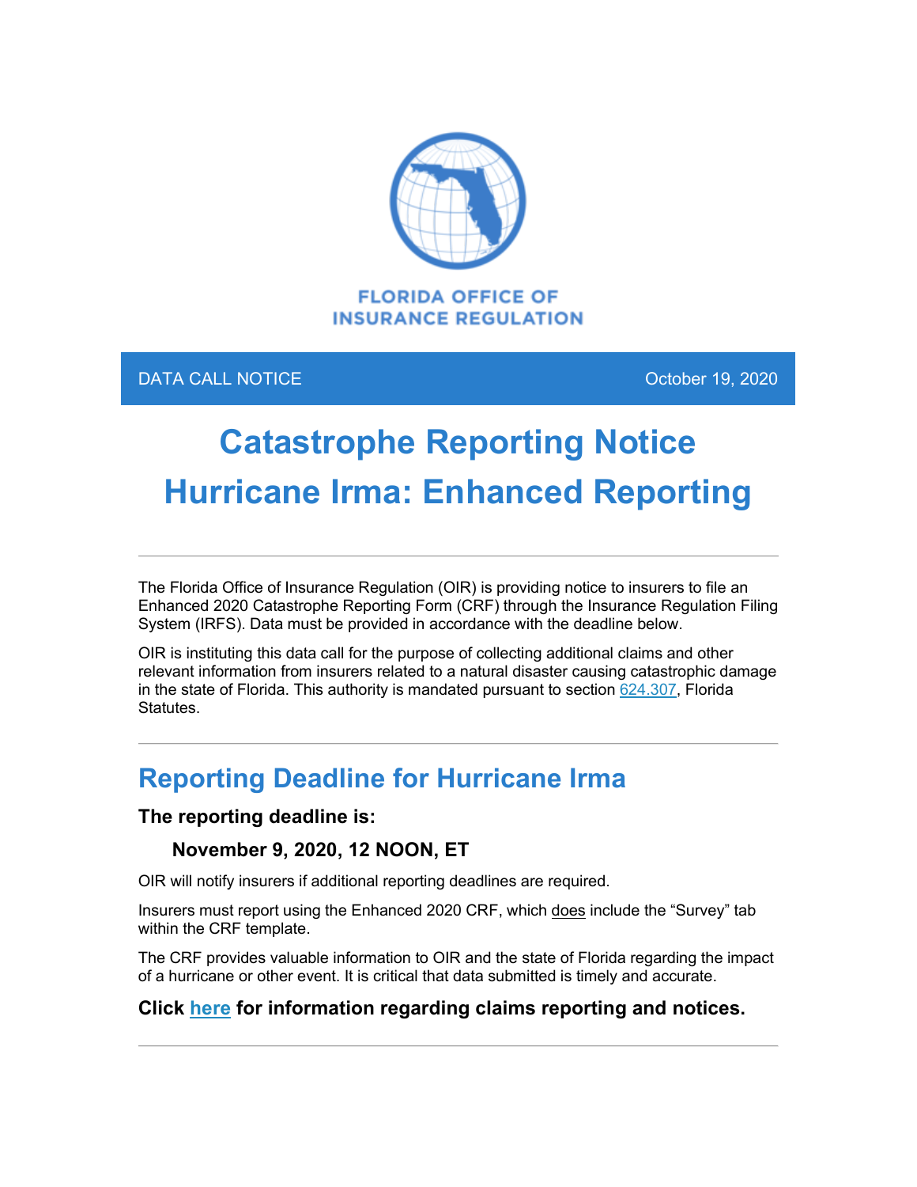FLORIDA OFFICE OF INSURANCE REGULATION

DATA CALL NOTICE October 19, 2020

# Catastrophe Reporting Notice
# Hurricane Irma: Enhanced Reporting

---

The Florida Office of Insurance Regulation (OIR) is providing notice to insurers to file an Enhanced 2020 Catastrophe Reporting Form (CRF) through the Insurance Regulation Filing System (IRFS). Data must be provided in accordance with the deadline below.

OIR is instituting this data call for the purpose of collecting additional claims and other relevant information from insurers related to a natural disaster causing catastrophic damage in the state of Florida. This authority is mandated pursuant to section 624.307, Florida Statutes.

---

## Reporting Deadline for Hurricane Irma

### The reporting deadline is:

**November 9, 2020, 12 NOON, ET**

OIR will notify insurers if additional reporting deadlines are required.

Insurers must report using the Enhanced 2020 CRF, which does include the "Survey" tab within the CRF template.

The CRF provides valuable information to OIR and the state of Florida regarding the impact of a hurricane or other event. It is critical that data submitted is timely and accurate.

**Click here for information regarding claims reporting and notices.**

---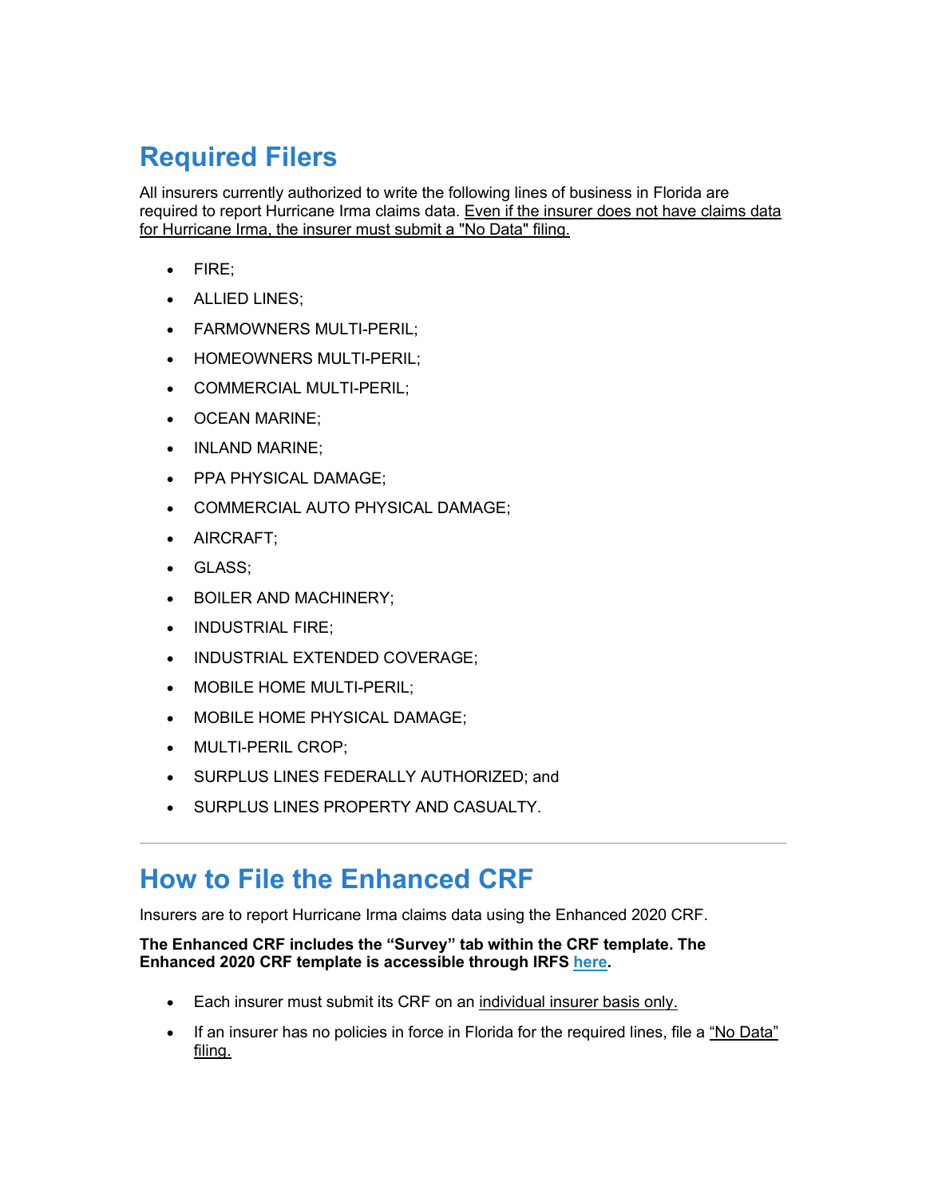## Required Filers

All insurers currently authorized to write the following lines of business in Florida are required to report Hurricane Irma claims data. Even if the insurer does not have claims data for Hurricane Irma, the insurer must submit a "No Data" filing.

- FIRE;
- ALLIED LINES;
- FARMOWNERS MULTI-PERIL;
- HOMEOWNERS MULTI-PERIL;
- COMMERCIAL MULTI-PERIL;
- OCEAN MARINE;
- INLAND MARINE;
- PPA PHYSICAL DAMAGE;
- COMMERCIAL AUTO PHYSICAL DAMAGE;
- AIRCRAFT;
- GLASS;
- BOILER AND MACHINERY;
- INDUSTRIAL FIRE;
- INDUSTRIAL EXTENDED COVERAGE;
- MOBILE HOME MULTI-PERIL;
- MOBILE HOME PHYSICAL DAMAGE;
- MULTI-PERIL CROP;
- SURPLUS LINES FEDERALLY AUTHORIZED; and
- SURPLUS LINES PROPERTY AND CASUALTY.

---

## How to File the Enhanced CRF

Insurers are to report Hurricane Irma claims data using the Enhanced 2020 CRF.

**The Enhanced CRF includes the "Survey" tab within the CRF template. The Enhanced 2020 CRF template is accessible through IRFS here.**

- Each insurer must submit its CRF on an individual insurer basis only.
- If an insurer has no policies in force in Florida for the required lines, file a "No Data" filing.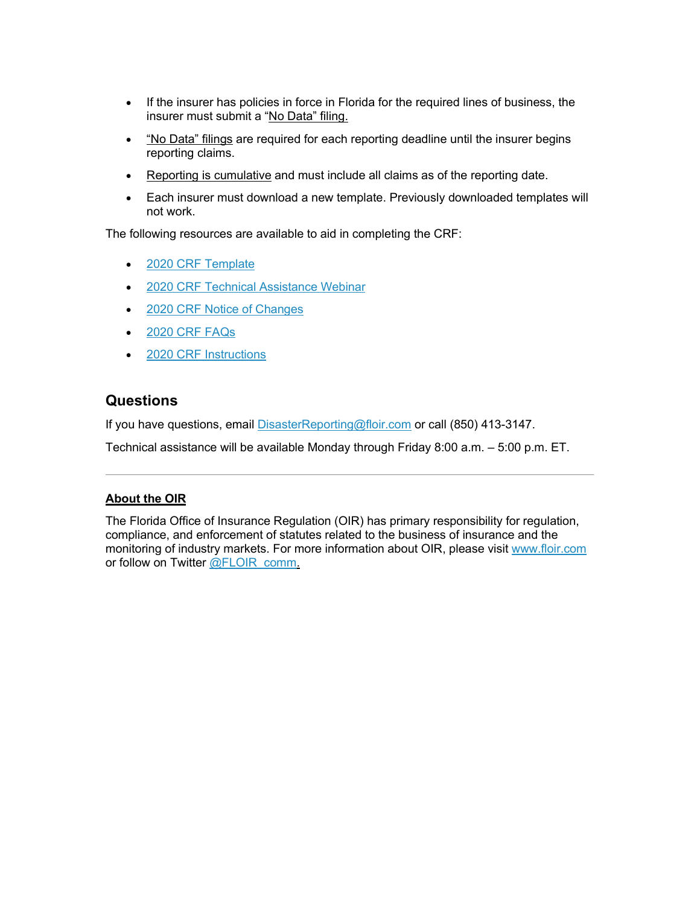- If the insurer has policies in force in Florida for the required lines of business, the insurer must submit a "No Data" filing.
- "No Data" filings are required for each reporting deadline until the insurer begins reporting claims.
- Reporting is cumulative and must include all claims as of the reporting date.
- Each insurer must download a new template. Previously downloaded templates will not work.

The following resources are available to aid in completing the CRF:

- 2020 CRF Template
- 2020 CRF Technical Assistance Webinar
- 2020 CRF Notice of Changes
- 2020 CRF FAQs
- 2020 CRF Instructions

## Questions

If you have questions, email DisasterReporting@floir.com or call (850) 413-3147.

Technical assistance will be available Monday through Friday 8:00 a.m. – 5:00 p.m. ET.

---

**About the OIR**

The Florida Office of Insurance Regulation (OIR) has primary responsibility for regulation, compliance, and enforcement of statutes related to the business of insurance and the monitoring of industry markets. For more information about OIR, please visit www.floir.com or follow on Twitter @FLOIR_comm.